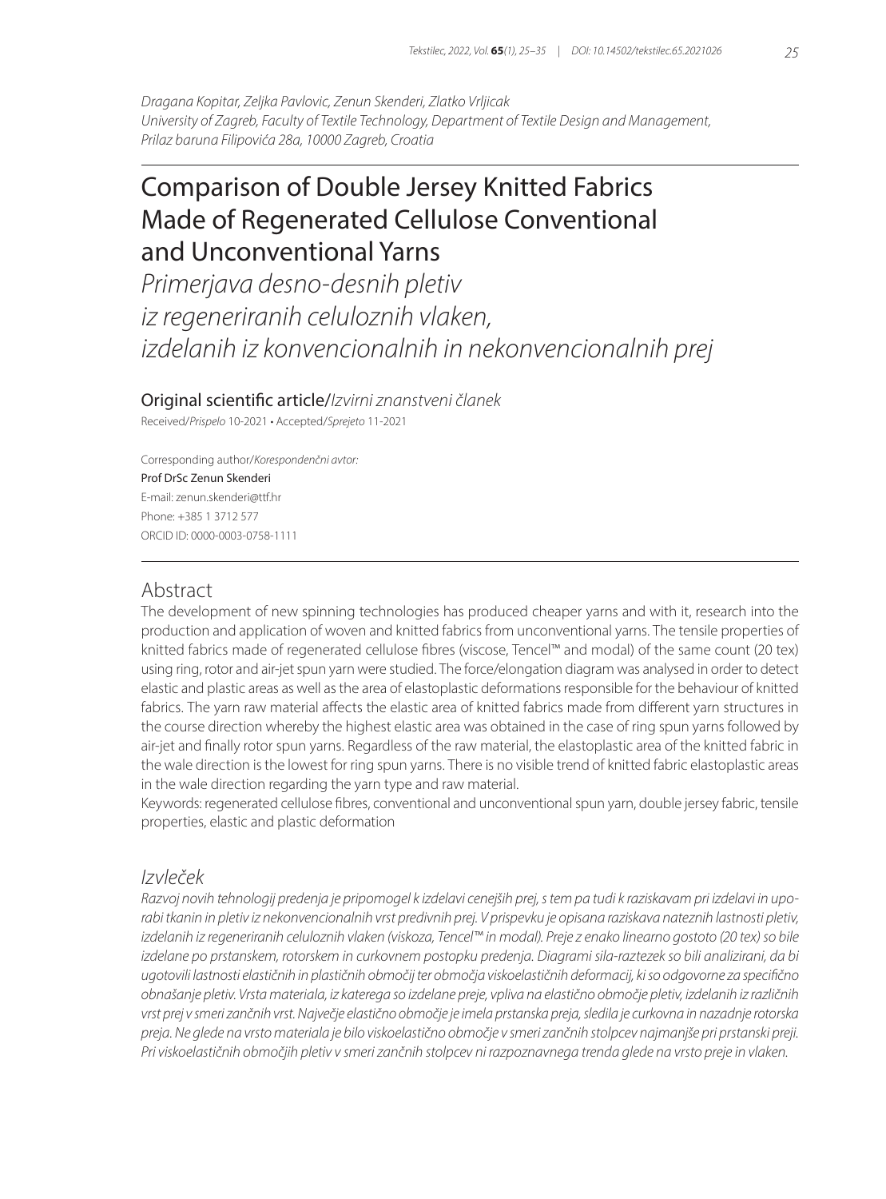*Dragana Kopitar, Zeljka Pavlovic, Zenun Skenderi, Zlatko Vrljicak*
*University of Zagreb, Faculty of Textile Technology, Department of Textile Design and Management, Prilaz baruna Filipovića 28a, 10000 Zagreb, Croatia*

# Comparison of Double Jersey Knitted Fabrics Made of Regenerated Cellulose Conventional and Unconventional Yarns

*Primerjava desno-desnih pletiv iz regeneriranih celuloznih vlaken, izdelanih iz konvencionalnih in nekonvencionalnih prej*

Original scientific article/*Izvirni znanstveni članek*

Received/*Prispelo* 10-2021 • Accepted/*Sprejeto* 11-2021

Corresponding author/*Korespondenčni avtor:*
Prof DrSc Zenun Skenderi
E-mail: zenun.skenderi@ttf.hr
Phone: +385 1 3712 577
ORCID ID: 0000-0003-0758-1111

## Abstract

The development of new spinning technologies has produced cheaper yarns and with it, research into the production and application of woven and knitted fabrics from unconventional yarns. The tensile properties of knitted fabrics made of regenerated cellulose fibres (viscose, Tencel™ and modal) of the same count (20 tex) using ring, rotor and air-jet spun yarn were studied. The force/elongation diagram was analysed in order to detect elastic and plastic areas as well as the area of elastoplastic deformations responsible for the behaviour of knitted fabrics. The yarn raw material affects the elastic area of knitted fabrics made from different yarn structures in the course direction whereby the highest elastic area was obtained in the case of ring spun yarns followed by air-jet and finally rotor spun yarns. Regardless of the raw material, the elastoplastic area of the knitted fabric in the wale direction is the lowest for ring spun yarns. There is no visible trend of knitted fabric elastoplastic areas in the wale direction regarding the yarn type and raw material.

Keywords: regenerated cellulose fibres, conventional and unconventional spun yarn, double jersey fabric, tensile properties, elastic and plastic deformation

## *Izvleček*

*Razvoj novih tehnologij predenja je pripomogel k izdelavi cenejših prej, s tem pa tudi k raziskavam pri izdelavi in uporabi tkanin in pletiv iz nekonvencionalnih vrst predivnih prej. V prispevku je opisana raziskava nateznih lastnosti pletiv, izdelanih iz regeneriranih celuloznih vlaken (viskoza, Tencel™ in modal). Preje z enako linearno gostoto (20 tex) so bile izdelane po prstanskem, rotorskem in curkovnem postopku predenja. Diagrami sila-raztezek so bili analizirani, da bi ugotovili lastnosti elastičnih in plastičnih območij ter območja viskoelastičnih deformacij, ki so odgovorne za specifično obnašanje pletiv. Vrsta materiala, iz katerega so izdelane preje, vpliva na elastično območje pletiv, izdelanih iz različnih vrst prej v smeri zančnih vrst. Največje elastično območje je imela prstanska preja, sledila je curkovna in nazadnje rotorska preja. Ne glede na vrsto materiala je bilo viskoelastično območje v smeri zančnih stolpcev najmanjše pri prstanski preji. Pri viskoelastičnih območjih pletiv v smeri zančnih stolpcev ni razpoznavnega trenda glede na vrsto preje in vlaken.*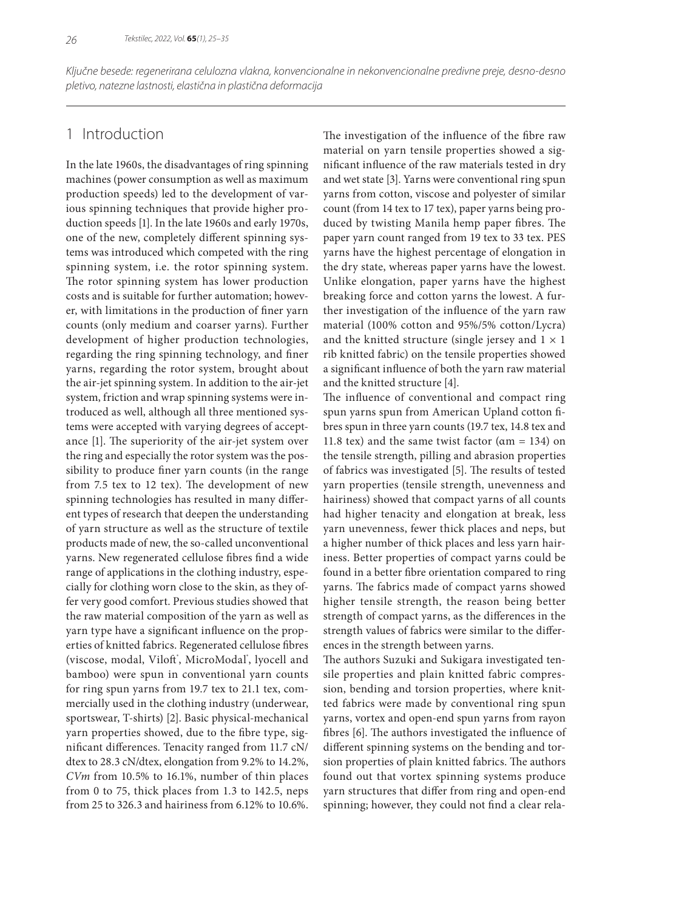*Ključne besede: regenerirana celulozna vlakna, konvencionalne in nekonvencionalne predivne preje, desno-desno pletivo, natezne lastnosti, elastična in plastična deformacija*

## 1 Introduction

In the late 1960s, the disadvantages of ring spinning machines (power consumption as well as maximum production speeds) led to the development of various spinning techniques that provide higher production speeds [1]. In the late 1960s and early 1970s, one of the new, completely different spinning systems was introduced which competed with the ring spinning system, i.e. the rotor spinning system. The rotor spinning system has lower production costs and is suitable for further automation; however, with limitations in the production of finer yarn counts (only medium and coarser yarns). Further development of higher production technologies, regarding the ring spinning technology, and finer yarns, regarding the rotor system, brought about the air-jet spinning system. In addition to the air-jet system, friction and wrap spinning systems were introduced as well, although all three mentioned systems were accepted with varying degrees of acceptance [1]. The superiority of the air-jet system over the ring and especially the rotor system was the possibility to produce finer yarn counts (in the range from 7.5 tex to 12 tex). The development of new spinning technologies has resulted in many different types of research that deepen the understanding of yarn structure as well as the structure of textile products made of new, the so-called unconventional yarns. New regenerated cellulose fibres find a wide range of applications in the clothing industry, especially for clothing worn close to the skin, as they offer very good comfort. Previous studies showed that the raw material composition of the yarn as well as yarn type have a significant influence on the properties of knitted fabrics. Regenerated cellulose fibres (viscose, modal, Viloft®, MicroModal®, lyocell and bamboo) were spun in conventional yarn counts for ring spun yarns from 19.7 tex to 21.1 tex, commercially used in the clothing industry (underwear, sportswear, T-shirts) [2]. Basic physical-mechanical yarn properties showed, due to the fibre type, significant differences. Tenacity ranged from 11.7 cN/dtex to 28.3 cN/dtex, elongation from 9.2% to 14.2%, *CVm* from 10.5% to 16.1%, number of thin places from 0 to 75, thick places from 1.3 to 142.5, neps from 25 to 326.3 and hairiness from 6.12% to 10.6%.

The investigation of the influence of the fibre raw material on yarn tensile properties showed a significant influence of the raw materials tested in dry and wet state [3]. Yarns were conventional ring spun yarns from cotton, viscose and polyester of similar count (from 14 tex to 17 tex), paper yarns being produced by twisting Manila hemp paper fibres. The paper yarn count ranged from 19 tex to 33 tex. PES yarns have the highest percentage of elongation in the dry state, whereas paper yarns have the lowest. Unlike elongation, paper yarns have the highest breaking force and cotton yarns the lowest. A further investigation of the influence of the yarn raw material (100% cotton and 95%/5% cotton/Lycra) and the knitted structure (single jersey and $1 \times 1$ rib knitted fabric) on the tensile properties showed a significant influence of both the yarn raw material and the knitted structure [4].

The influence of conventional and compact ring spun yarns spun from American Upland cotton fibres spun in three yarn counts (19.7 tex, 14.8 tex and 11.8 tex) and the same twist factor ($\alpha m = 134$) on the tensile strength, pilling and abrasion properties of fabrics was investigated [5]. The results of tested yarn properties (tensile strength, unevenness and hairiness) showed that compact yarns of all counts had higher tenacity and elongation at break, less yarn unevenness, fewer thick places and neps, but a higher number of thick places and less yarn hairiness. Better properties of compact yarns could be found in a better fibre orientation compared to ring yarns. The fabrics made of compact yarns showed higher tensile strength, the reason being better strength of compact yarns, as the differences in the strength values of fabrics were similar to the differences in the strength between yarns.

The authors Suzuki and Sukigara investigated tensile properties and plain knitted fabric compression, bending and torsion properties, where knitted fabrics were made by conventional ring spun yarns, vortex and open-end spun yarns from rayon fibres [6]. The authors investigated the influence of different spinning systems on the bending and torsion properties of plain knitted fabrics. The authors found out that vortex spinning systems produce yarn structures that differ from ring and open-end spinning; however, they could not find a clear rela-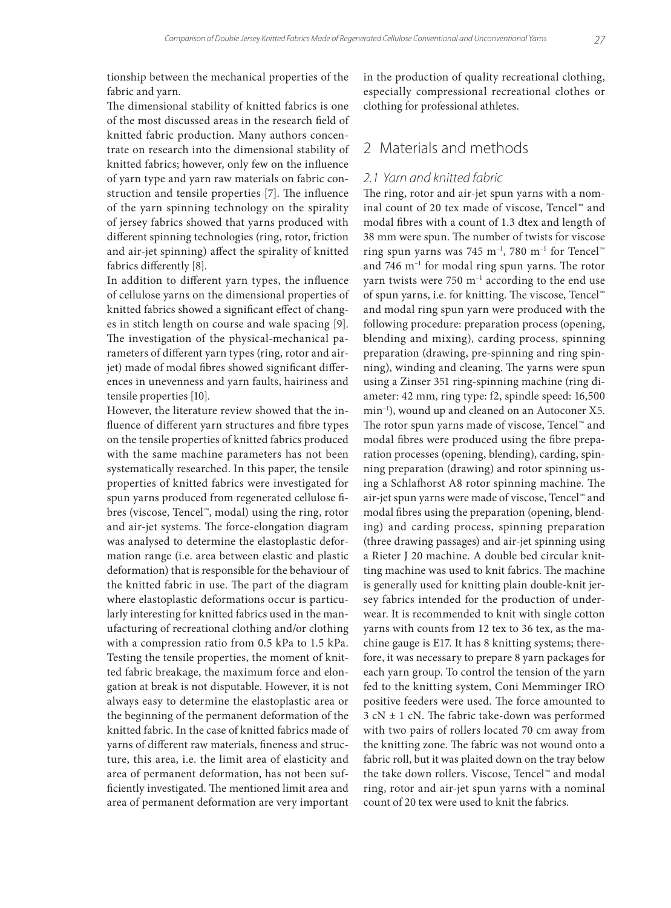tionship between the mechanical properties of the fabric and yarn.

The dimensional stability of knitted fabrics is one of the most discussed areas in the research field of knitted fabric production. Many authors concentrate on research into the dimensional stability of knitted fabrics; however, only few on the influence of yarn type and yarn raw materials on fabric construction and tensile properties [7]. The influence of the yarn spinning technology on the spirality of jersey fabrics showed that yarns produced with different spinning technologies (ring, rotor, friction and air-jet spinning) affect the spirality of knitted fabrics differently [8].

In addition to different yarn types, the influence of cellulose yarns on the dimensional properties of knitted fabrics showed a significant effect of changes in stitch length on course and wale spacing [9]. The investigation of the physical-mechanical parameters of different yarn types (ring, rotor and air-jet) made of modal fibres showed significant differences in unevenness and yarn faults, hairiness and tensile properties [10].

However, the literature review showed that the influence of different yarn structures and fibre types on the tensile properties of knitted fabrics produced with the same machine parameters has not been systematically researched. In this paper, the tensile properties of knitted fabrics were investigated for spun yarns produced from regenerated cellulose fibres (viscose, Tencel™, modal) using the ring, rotor and air-jet systems. The force-elongation diagram was analysed to determine the elastoplastic deformation range (i.e. area between elastic and plastic deformation) that is responsible for the behaviour of the knitted fabric in use. The part of the diagram where elastoplastic deformations occur is particularly interesting for knitted fabrics used in the manufacturing of recreational clothing and/or clothing with a compression ratio from 0.5 kPa to 1.5 kPa. Testing the tensile properties, the moment of knitted fabric breakage, the maximum force and elongation at break is not disputable. However, it is not always easy to determine the elastoplastic area or the beginning of the permanent deformation of the knitted fabric. In the case of knitted fabrics made of yarns of different raw materials, fineness and structure, this area, i.e. the limit area of elasticity and area of permanent deformation, has not been sufficiently investigated. The mentioned limit area and area of permanent deformation are very important in the production of quality recreational clothing, especially compressional recreational clothes or clothing for professional athletes.

## 2 Materials and methods

### 2.1 Yarn and knitted fabric

The ring, rotor and air-jet spun yarns with a nominal count of 20 tex made of viscose, Tencel™ and modal fibres with a count of 1.3 dtex and length of 38 mm were spun. The number of twists for viscose ring spun yarns was 745 $m^{-1}$, 780 $m^{-1}$ for Tencel™ and 746 $m^{-1}$ for modal ring spun yarns. The rotor yarn twists were 750 $m^{-1}$ according to the end use of spun yarns, i.e. for knitting. The viscose, Tencel™ and modal ring spun yarn were produced with the following procedure: preparation process (opening, blending and mixing), carding process, spinning preparation (drawing, pre-spinning and ring spinning), winding and cleaning. The yarns were spun using a Zinser 351 ring-spinning machine (ring diameter: 42 mm, ring type: f2, spindle speed: 16,500 $min^{-1}$), wound up and cleaned on an Autoconer X5. The rotor spun yarns made of viscose, Tencel™ and modal fibres were produced using the fibre preparation processes (opening, blending), carding, spinning preparation (drawing) and rotor spinning using a Schlafhorst A8 rotor spinning machine. The air-jet spun yarns were made of viscose, Tencel™ and modal fibres using the preparation (opening, blending) and carding process, spinning preparation (three drawing passages) and air-jet spinning using a Rieter J 20 machine. A double bed circular knitting machine was used to knit fabrics. The machine is generally used for knitting plain double-knit jersey fabrics intended for the production of underwear. It is recommended to knit with single cotton yarns with counts from 12 tex to 36 tex, as the machine gauge is E17. It has 8 knitting systems; therefore, it was necessary to prepare 8 yarn packages for each yarn group. To control the tension of the yarn fed to the knitting system, Coni Memminger IRO positive feeders were used. The force amounted to 3 cN ± 1 cN. The fabric take-down was performed with two pairs of rollers located 70 cm away from the knitting zone. The fabric was not wound onto a fabric roll, but it was plaited down on the tray below the take down rollers. Viscose, Tencel™ and modal ring, rotor and air-jet spun yarns with a nominal count of 20 tex were used to knit the fabrics.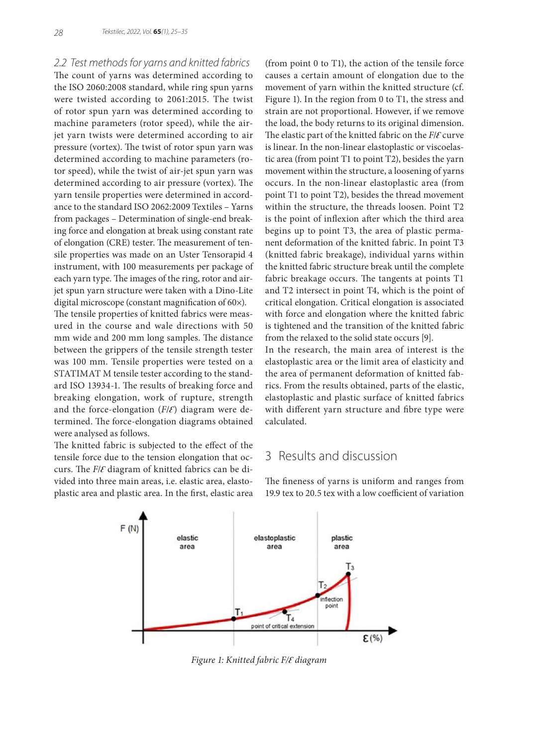### 2.2 Test methods for yarns and knitted fabrics

The count of yarns was determined according to the ISO 2060:2008 standard, while ring spun yarns were twisted according to 2061:2015. The twist of rotor spun yarn was determined according to machine parameters (rotor speed), while the air-jet yarn twists were determined according to air pressure (vortex). The twist of rotor spun yarn was determined according to machine parameters (rotor speed), while the twist of air-jet spun yarn was determined according to air pressure (vortex). The yarn tensile properties were determined in accordance to the standard ISO 2062:2009 Textiles – Yarns from packages – Determination of single-end breaking force and elongation at break using constant rate of elongation (CRE) tester. The measurement of tensile properties was made on an Uster Tensorapid 4 instrument, with 100 measurements per package of each yarn type. The images of the ring, rotor and air-jet spun yarn structure were taken with a Dino-Lite digital microscope (constant magnification of 60×).

The tensile properties of knitted fabrics were measured in the course and wale directions with 50 mm wide and 200 mm long samples. The distance between the grippers of the tensile strength tester was 100 mm. Tensile properties were tested on a STATIMAT M tensile tester according to the standard ISO 13934-1. The results of breaking force and breaking elongation, work of rupture, strength and the force-elongation ($F/\mathcal{E}$) diagram were determined. The force-elongation diagrams obtained were analysed as follows.

The knitted fabric is subjected to the effect of the tensile force due to the tension elongation that occurs. The $F/\mathcal{E}$ diagram of knitted fabrics can be divided into three main areas, i.e. elastic area, elastoplastic area and plastic area. In the first, elastic area (from point 0 to T1), the action of the tensile force causes a certain amount of elongation due to the movement of yarn within the knitted structure (cf. Figure 1). In the region from 0 to T1, the stress and strain are not proportional. However, if we remove the load, the body returns to its original dimension. The elastic part of the knitted fabric on the $F/\mathcal{E}$ curve is linear. In the non-linear elastoplastic or viscoelastic area (from point T1 to point T2), besides the yarn movement within the structure, a loosening of yarns occurs. In the non-linear elastoplastic area (from point T1 to point T2), besides the thread movement within the structure, the threads loosen. Point T2 is the point of inflexion after which the third area begins up to point T3, the area of plastic permanent deformation of the knitted fabric. In point T3 (knitted fabric breakage), individual yarns within the knitted fabric structure break until the complete fabric breakage occurs. The tangents at points T1 and T2 intersect in point T4, which is the point of critical elongation. Critical elongation is associated with force and elongation where the knitted fabric is tightened and the transition of the knitted fabric from the relaxed to the solid state occurs [9].

In the research, the main area of interest is the elastoplastic area or the limit area of elasticity and the area of permanent deformation of knitted fabrics. From the results obtained, parts of the elastic, elastoplastic and plastic surface of knitted fabrics with different yarn structure and fibre type were calculated.

## 3 Results and discussion

The fineness of yarns is uniform and ranges from 19.9 tex to 20.5 tex with a low coefficient of variation

*Figure 1: Knitted fabric $F/\mathcal{E}$ diagram*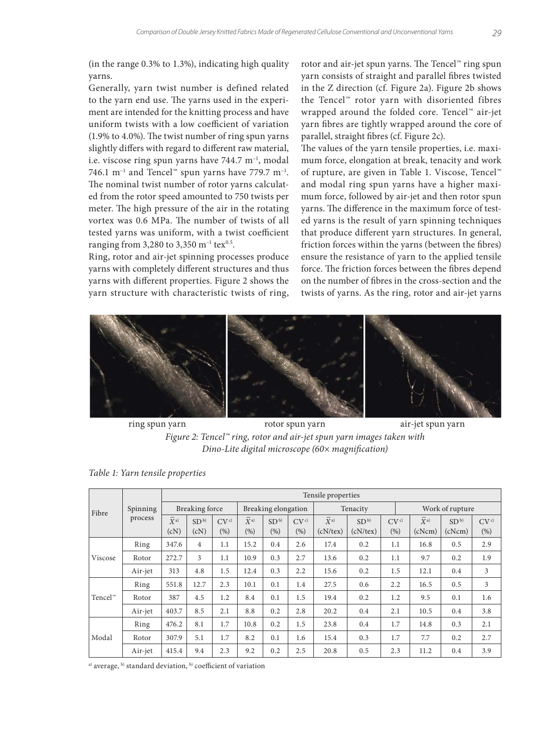(in the range 0.3% to 1.3%), indicating high quality yarns.

Generally, yarn twist number is defined related to the yarn end use. The yarns used in the experiment are intended for the knitting process and have uniform twists with a low coefficient of variation (1.9% to 4.0%). The twist number of ring spun yarns slightly differs with regard to different raw material, i.e. viscose ring spun yarns have 744.7 $m^{-1}$, modal 746.1 $m^{-1}$ and Tencel™ spun yarns have 779.7 $m^{-1}$. The nominal twist number of rotor yarns calculated from the rotor speed amounted to 750 twists per meter. The high pressure of the air in the rotating vortex was 0.6 MPa. The number of twists of all tested yarns was uniform, with a twist coefficient ranging from 3,280 to 3,350 $m^{-1}$ $tex^{0.5}$.

Ring, rotor and air-jet spinning processes produce yarns with completely different structures and thus yarns with different properties. Figure 2 shows the yarn structure with characteristic twists of ring, rotor and air-jet spun yarns. The Tencel™ ring spun yarn consists of straight and parallel fibres twisted in the Z direction (cf. Figure 2a). Figure 2b shows the Tencel™ rotor yarn with disoriented fibres wrapped around the folded core. Tencel™ air-jet yarn fibres are tightly wrapped around the core of parallel, straight fibres (cf. Figure 2c).

The values of the yarn tensile properties, i.e. maximum force, elongation at break, tenacity and work of rupture, are given in Table 1. Viscose, Tencel™ and modal ring spun yarns have a higher maximum force, followed by air-jet and then rotor spun yarns. The difference in the maximum force of tested yarns is the result of yarn spinning techniques that produce different yarn structures. In general, friction forces within the yarns (between the fibres) ensure the resistance of yarn to the applied tensile force. The friction forces between the fibres depend on the number of fibres in the cross-section and the twists of yarns. As the ring, rotor and air-jet yarns

ring spun yarn — rotor spun yarn — air-jet spun yarn

*Figure 2: Tencel™ ring, rotor and air-jet spun yarn images taken with Dino-Lite digital microscope (60× magnification)*

*Table 1: Yarn tensile properties*

| Fibre | Spinning process | Breaking force | | | Breaking elongation | | | Tenacity | | | Work of rupture | | |
|---|---|---|---|---|---|---|---|---|---|---|---|---|---|
| | | $\bar{X}$ [a] (cN) | SD [b] (cN) | CV [c] (%) | $\bar{X}$ [a] (%) | SD [b] (%) | CV [c] (%) | $\bar{X}$ [a] (cN/tex) | SD [b] (cN/tex) | CV [c] (%) | $\bar{X}$ [a] (cNcm) | SD [b] (cNcm) | CV [c] (%) |
| Viscose | Ring | 347.6 | 4 | 1.1 | 15.2 | 0.4 | 2.6 | 17.4 | 0.2 | 1.1 | 16.8 | 0.5 | 2.9 |
| | Rotor | 272.7 | 3 | 1.1 | 10.9 | 0.3 | 2.7 | 13.6 | 0.2 | 1.1 | 9.7 | 0.2 | 1.9 |
| | Air-jet | 313 | 4.8 | 1.5 | 12.4 | 0.3 | 2.2 | 15.6 | 0.2 | 1.5 | 12.1 | 0.4 | 3 |
| Tencel™ | Ring | 551.8 | 12.7 | 2.3 | 10.1 | 0.1 | 1.4 | 27.5 | 0.6 | 2.2 | 16.5 | 0.5 | 3 |
| | Rotor | 387 | 4.5 | 1.2 | 8.4 | 0.1 | 1.5 | 19.4 | 0.2 | 1.2 | 9.5 | 0.1 | 1.6 |
| | Air-jet | 403.7 | 8.5 | 2.1 | 8.8 | 0.2 | 2.8 | 20.2 | 0.4 | 2.1 | 10.5 | 0.4 | 3.8 |
| Modal | Ring | 476.2 | 8.1 | 1.7 | 10.8 | 0.2 | 1.5 | 23.8 | 0.4 | 1.7 | 14.8 | 0.3 | 2.1 |
| | Rotor | 307.9 | 5.1 | 1.7 | 8.2 | 0.1 | 1.6 | 15.4 | 0.3 | 1.7 | 7.7 | 0.2 | 2.7 |
| | Air-jet | 415.4 | 9.4 | 2.3 | 9.2 | 0.2 | 2.5 | 20.8 | 0.5 | 2.3 | 11.2 | 0.4 | 3.9 |

[a] average, [b] standard deviation, [b] coefficient of variation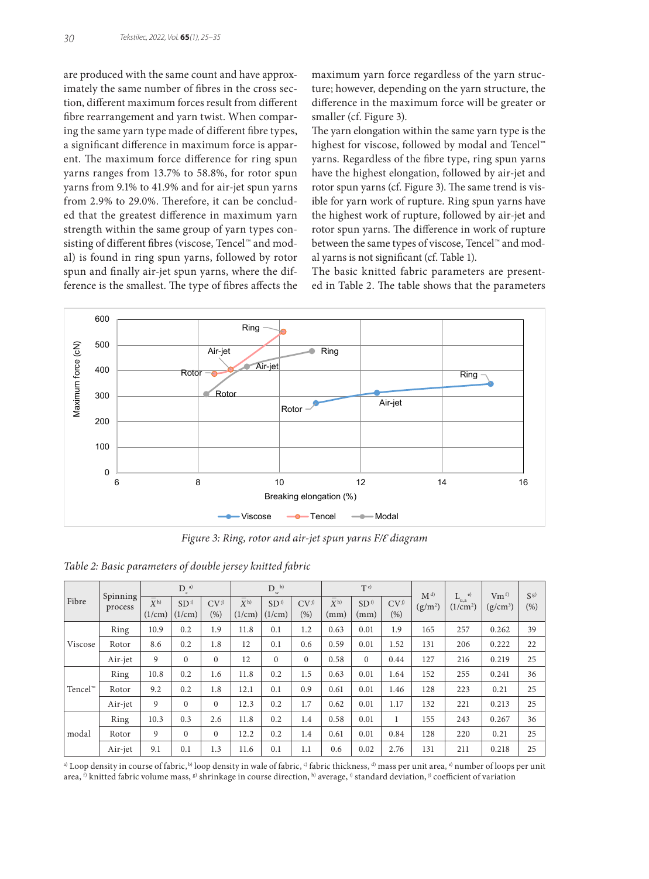are produced with the same count and have approximately the same number of fibres in the cross section, different maximum forces result from different fibre rearrangement and yarn twist. When comparing the same yarn type made of different fibre types, a significant difference in maximum force is apparent. The maximum force difference for ring spun yarns ranges from 13.7% to 58.8%, for rotor spun yarns from 9.1% to 41.9% and for air-jet spun yarns from 2.9% to 29.0%. Therefore, it can be concluded that the greatest difference in maximum yarn strength within the same group of yarn types consisting of different fibres (viscose, Tencel™ and modal) is found in ring spun yarns, followed by rotor spun and finally air-jet spun yarns, where the difference is the smallest. The type of fibres affects the maximum yarn force regardless of the yarn structure; however, depending on the yarn structure, the difference in the maximum force will be greater or smaller (cf. Figure 3).

The yarn elongation within the same yarn type is the highest for viscose, followed by modal and Tencel™ yarns. Regardless of the fibre type, ring spun yarns have the highest elongation, followed by air-jet and rotor spun yarns (cf. Figure 3). The same trend is visible for yarn work of rupture. Ring spun yarns have the highest work of rupture, followed by air-jet and rotor spun yarns. The difference in work of rupture between the same types of viscose, Tencel™ and modal yarns is not significant (cf. Table 1).

The basic knitted fabric parameters are presented in Table 2. The table shows that the parameters

*Figure 3: Ring, rotor and air-jet spun yarns F/Ɛ diagram*

*Table 2: Basic parameters of double jersey knitted fabric*

| Fibre | Spinning process | $D_c$ [a] | | | $D_w$ [b] | | | T [c] | | | M [d] (g/m²) | $L_{u,a}$ [e] (1/cm²) | Vm [f] (g/cm³) | S [g] (%) |
|---|---|---|---|---|---|---|---|---|---|---|---|---|---|---|
| | | $\bar{X}$ [h] (1/cm) | SD [i] (1/cm) | CV [j] (%) | $\bar{X}$ [h] (1/cm) | SD [i] (1/cm) | CV [j] (%) | $\bar{X}$ [h] (mm) | SD [i] (mm) | CV [j] (%) | | | | |
| Viscose | Ring | 10.9 | 0.2 | 1.9 | 11.8 | 0.1 | 1.2 | 0.63 | 0.01 | 1.9 | 165 | 257 | 0.262 | 39 |
| | Rotor | 8.6 | 0.2 | 1.8 | 12 | 0.1 | 0.6 | 0.59 | 0.01 | 1.52 | 131 | 206 | 0.222 | 22 |
| | Air-jet | 9 | 0 | 0 | 12 | 0 | 0 | 0.58 | 0 | 0.44 | 127 | 216 | 0.219 | 25 |
| Tencel™ | Ring | 10.8 | 0.2 | 1.6 | 11.8 | 0.2 | 1.5 | 0.63 | 0.01 | 1.64 | 152 | 255 | 0.241 | 36 |
| | Rotor | 9.2 | 0.2 | 1.8 | 12.1 | 0.1 | 0.9 | 0.61 | 0.01 | 1.46 | 128 | 223 | 0.21 | 25 |
| | Air-jet | 9 | 0 | 0 | 12.3 | 0.2 | 1.7 | 0.62 | 0.01 | 1.17 | 132 | 221 | 0.213 | 25 |
| modal | Ring | 10.3 | 0.3 | 2.6 | 11.8 | 0.2 | 1.4 | 0.58 | 0.01 | 1 | 155 | 243 | 0.267 | 36 |
| | Rotor | 9 | 0 | 0 | 12.2 | 0.2 | 1.4 | 0.61 | 0.01 | 0.84 | 128 | 220 | 0.21 | 25 |
| | Air-jet | 9.1 | 0.1 | 1.3 | 11.6 | 0.1 | 1.1 | 0.6 | 0.02 | 2.76 | 131 | 211 | 0.218 | 25 |

[a] Loop density in course of fabric, [b] loop density in wale of fabric, [c] fabric thickness, [d] mass per unit area, [e] number of loops per unit area, [f] knitted fabric volume mass, [g] shrinkage in course direction, [h] average, [i] standard deviation, [j] coefficient of variation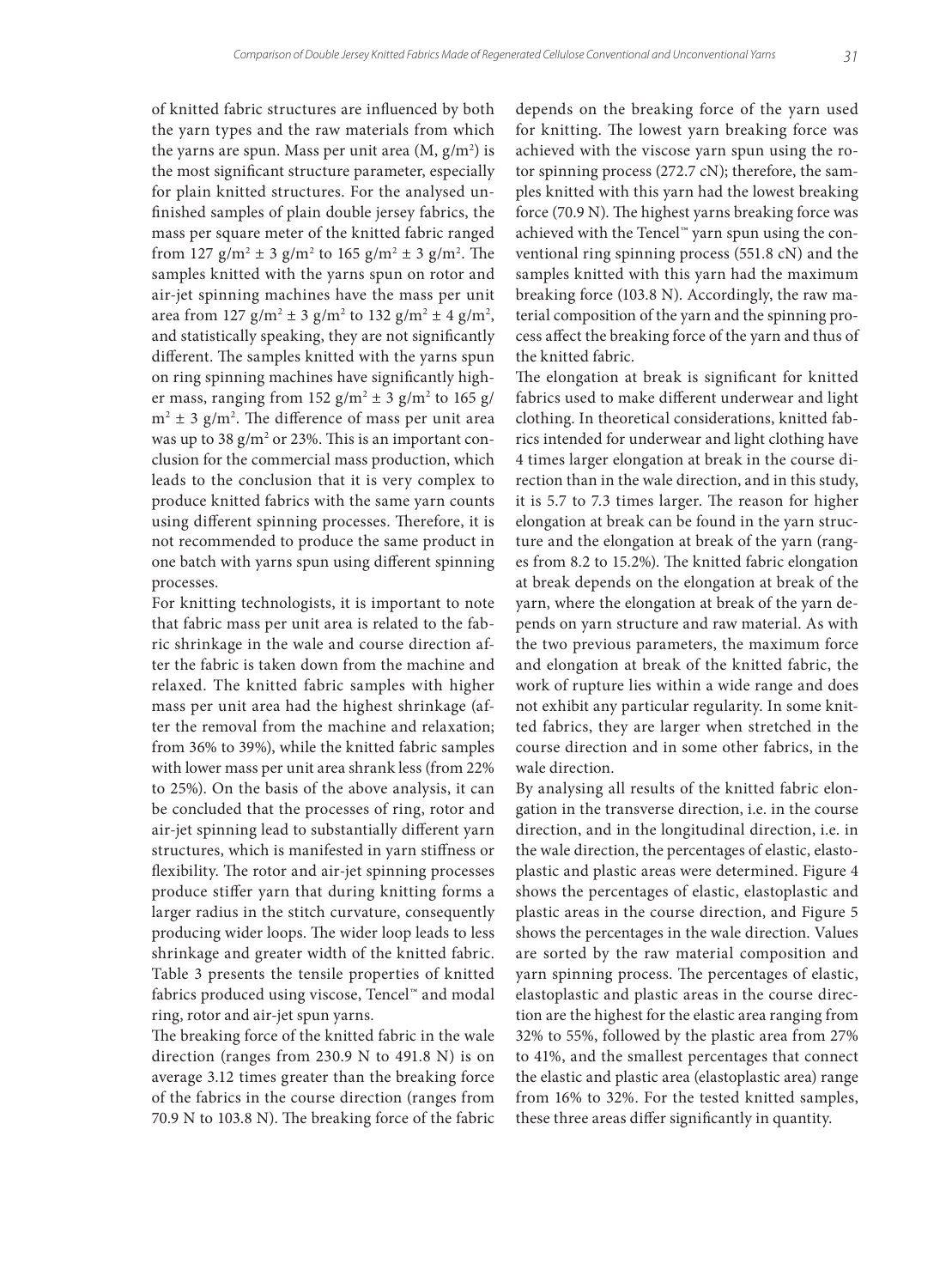of knitted fabric structures are influenced by both the yarn types and the raw materials from which the yarns are spun. Mass per unit area (M, $g/m^2$) is the most significant structure parameter, especially for plain knitted structures. For the analysed unfinished samples of plain double jersey fabrics, the mass per square meter of the knitted fabric ranged from 127 $g/m^2$ ± 3 $g/m^2$ to 165 $g/m^2$ ± 3 $g/m^2$. The samples knitted with the yarns spun on rotor and air-jet spinning machines have the mass per unit area from 127 $g/m^2$ ± 3 $g/m^2$ to 132 $g/m^2$ ± 4 $g/m^2$, and statistically speaking, they are not significantly different. The samples knitted with the yarns spun on ring spinning machines have significantly higher mass, ranging from 152 $g/m^2$ ± 3 $g/m^2$ to 165 $g/m^2$ ± 3 $g/m^2$. The difference of mass per unit area was up to 38 $g/m^2$ or 23%. This is an important conclusion for the commercial mass production, which leads to the conclusion that it is very complex to produce knitted fabrics with the same yarn counts using different spinning processes. Therefore, it is not recommended to produce the same product in one batch with yarns spun using different spinning processes.

For knitting technologists, it is important to note that fabric mass per unit area is related to the fabric shrinkage in the wale and course direction after the fabric is taken down from the machine and relaxed. The knitted fabric samples with higher mass per unit area had the highest shrinkage (after the removal from the machine and relaxation; from 36% to 39%), while the knitted fabric samples with lower mass per unit area shrank less (from 22% to 25%). On the basis of the above analysis, it can be concluded that the processes of ring, rotor and air-jet spinning lead to substantially different yarn structures, which is manifested in yarn stiffness or flexibility. The rotor and air-jet spinning processes produce stiffer yarn that during knitting forms a larger radius in the stitch curvature, consequently producing wider loops. The wider loop leads to less shrinkage and greater width of the knitted fabric. Table 3 presents the tensile properties of knitted fabrics produced using viscose, Tencel™ and modal ring, rotor and air-jet spun yarns.

The breaking force of the knitted fabric in the wale direction (ranges from 230.9 N to 491.8 N) is on average 3.12 times greater than the breaking force of the fabrics in the course direction (ranges from 70.9 N to 103.8 N). The breaking force of the fabric depends on the breaking force of the yarn used for knitting. The lowest yarn breaking force was achieved with the viscose yarn spun using the rotor spinning process (272.7 cN); therefore, the samples knitted with this yarn had the lowest breaking force (70.9 N). The highest yarns breaking force was achieved with the Tencel™ yarn spun using the conventional ring spinning process (551.8 cN) and the samples knitted with this yarn had the maximum breaking force (103.8 N). Accordingly, the raw material composition of the yarn and the spinning process affect the breaking force of the yarn and thus of the knitted fabric.

The elongation at break is significant for knitted fabrics used to make different underwear and light clothing. In theoretical considerations, knitted fabrics intended for underwear and light clothing have 4 times larger elongation at break in the course direction than in the wale direction, and in this study, it is 5.7 to 7.3 times larger. The reason for higher elongation at break can be found in the yarn structure and the elongation at break of the yarn (ranges from 8.2 to 15.2%). The knitted fabric elongation at break depends on the elongation at break of the yarn, where the elongation at break of the yarn depends on yarn structure and raw material. As with the two previous parameters, the maximum force and elongation at break of the knitted fabric, the work of rupture lies within a wide range and does not exhibit any particular regularity. In some knitted fabrics, they are larger when stretched in the course direction and in some other fabrics, in the wale direction.

By analysing all results of the knitted fabric elongation in the transverse direction, i.e. in the course direction, and in the longitudinal direction, i.e. in the wale direction, the percentages of elastic, elastoplastic and plastic areas were determined. Figure 4 shows the percentages of elastic, elastoplastic and plastic areas in the course direction, and Figure 5 shows the percentages in the wale direction. Values are sorted by the raw material composition and yarn spinning process. The percentages of elastic, elastoplastic and plastic areas in the course direction are the highest for the elastic area ranging from 32% to 55%, followed by the plastic area from 27% to 41%, and the smallest percentages that connect the elastic and plastic area (elastoplastic area) range from 16% to 32%. For the tested knitted samples, these three areas differ significantly in quantity.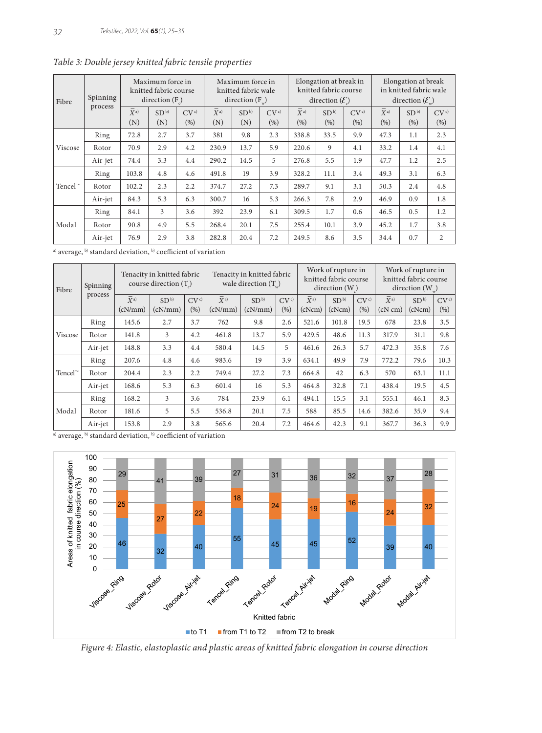*Table 3: Double jersey knitted fabric tensile properties*

| Fibre | Spinning process | Maximum force in knitted fabric course direction ($F_c$) | | | Maximum force in knitted fabric wale direction ($F_w$) | | | Elongation at break in knitted fabric course direction ($\mathcal{E}_c$) | | | Elongation at break in knitted fabric wale direction ($\mathcal{E}_w$) | | |
|---|---|---|---|---|---|---|---|---|---|---|---|---|---|
| | | $\bar{X}$ [a] (N) | SD [b] (N) | CV [c] (%) | $\bar{X}$ [a] (N) | SD [b] (N) | CV [c] (%) | $\bar{X}$ [a] (%) | SD [b] (%) | CV [c] (%) | $\bar{X}$ [a] (%) | SD [b] (%) | CV [c] (%) |
| Viscose | Ring | 72.8 | 2.7 | 3.7 | 381 | 9.8 | 2.3 | 338.8 | 33.5 | 9.9 | 47.3 | 1.1 | 2.3 |
| | Rotor | 70.9 | 2.9 | 4.2 | 230.9 | 13.7 | 5.9 | 220.6 | 9 | 4.1 | 33.2 | 1.4 | 4.1 |
| | Air-jet | 74.4 | 3.3 | 4.4 | 290.2 | 14.5 | 5 | 276.8 | 5.5 | 1.9 | 47.7 | 1.2 | 2.5 |
| Tencel™ | Ring | 103.8 | 4.8 | 4.6 | 491.8 | 19 | 3.9 | 328.2 | 11.1 | 3.4 | 49.3 | 3.1 | 6.3 |
| | Rotor | 102.2 | 2.3 | 2.2 | 374.7 | 27.2 | 7.3 | 289.7 | 9.1 | 3.1 | 50.3 | 2.4 | 4.8 |
| | Air-jet | 84.3 | 5.3 | 6.3 | 300.7 | 16 | 5.3 | 266.3 | 7.8 | 2.9 | 46.9 | 0.9 | 1.8 |
| Modal | Ring | 84.1 | 3 | 3.6 | 392 | 23.9 | 6.1 | 309.5 | 1.7 | 0.6 | 46.5 | 0.5 | 1.2 |
| | Rotor | 90.8 | 4.9 | 5.5 | 268.4 | 20.1 | 7.5 | 255.4 | 10.1 | 3.9 | 45.2 | 1.7 | 3.8 |
| | Air-jet | 76.9 | 2.9 | 3.8 | 282.8 | 20.4 | 7.2 | 249.5 | 8.6 | 3.5 | 34.4 | 0.7 | 2 |

[a] average, [b] standard deviation, [b] coefficient of variation

| Fibre | Spinning process | Tenacity in knitted fabric course direction ($T_c$) | | | Tenacity in knitted fabric wale direction ($T_w$) | | | Work of rupture in knitted fabric course direction ($W_c$) | | | Work of rupture in knitted fabric course direction ($W_w$) | | |
|---|---|---|---|---|---|---|---|---|---|---|---|---|---|
| | | $\bar{X}$ [a] (cN/mm) | SD [b] (cN/mm) | CV [c] (%) | $\bar{X}$ [a] (cN/mm) | SD [b] (cN/mm) | CV [c] (%) | $\bar{X}$ [a] (cNcm) | SD [b] (cNcm) | CV [c] (%) | $\bar{X}$ [a] (cN cm) | SD [b] (cNcm) | CV [c] (%) |
| Viscose | Ring | 145.6 | 2.7 | 3.7 | 762 | 9.8 | 2.6 | 521.6 | 101.8 | 19.5 | 678 | 23.8 | 3.5 |
| | Rotor | 141.8 | 3 | 4.2 | 461.8 | 13.7 | 5.9 | 429.5 | 48.6 | 11.3 | 317.9 | 31.1 | 9.8 |
| | Air-jet | 148.8 | 3.3 | 4.4 | 580.4 | 14.5 | 5 | 461.6 | 26.3 | 5.7 | 472.3 | 35.8 | 7.6 |
| Tencel™ | Ring | 207.6 | 4.8 | 4.6 | 983.6 | 19 | 3.9 | 634.1 | 49.9 | 7.9 | 772.2 | 79.6 | 10.3 |
| | Rotor | 204.4 | 2.3 | 2.2 | 749.4 | 27.2 | 7.3 | 664.8 | 42 | 6.3 | 570 | 63.1 | 11.1 |
| | Air-jet | 168.6 | 5.3 | 6.3 | 601.4 | 16 | 5.3 | 464.8 | 32.8 | 7.1 | 438.4 | 19.5 | 4.5 |
| Modal | Ring | 168.2 | 3 | 3.6 | 784 | 23.9 | 6.1 | 494.1 | 15.5 | 3.1 | 555.1 | 46.1 | 8.3 |
| | Rotor | 181.6 | 5 | 5.5 | 536.8 | 20.1 | 7.5 | 588 | 85.5 | 14.6 | 382.6 | 35.9 | 9.4 |
| | Air-jet | 153.8 | 2.9 | 3.8 | 565.6 | 20.4 | 7.2 | 464.6 | 42.3 | 9.1 | 367.7 | 36.3 | 9.9 |

[a] average, [b] standard deviation, [b] coefficient of variation

| Knitted fabric | to T1 | from T1 to T2 | from T2 to break |
|---|---|---|---|
| Viscose_Ring | 46 | 25 | 29 |
| Viscose_Rotor | 32 | 27 | 41 |
| Viscose_Air-jet | 40 | 22 | 39 |
| Tencel_Ring | 55 | 18 | 27 |
| Tencel_Rotor | 45 | 24 | 31 |
| Tencel_Air-jet | 45 | 19 | 36 |
| Modal_Ring | 52 | 16 | 32 |
| Modal_Rotor | 39 | 24 | 37 |
| Modal_Air-jet | 40 | 32 | 28 |

*Figure 4: Elastic, elastoplastic and plastic areas of knitted fabric elongation in course direction*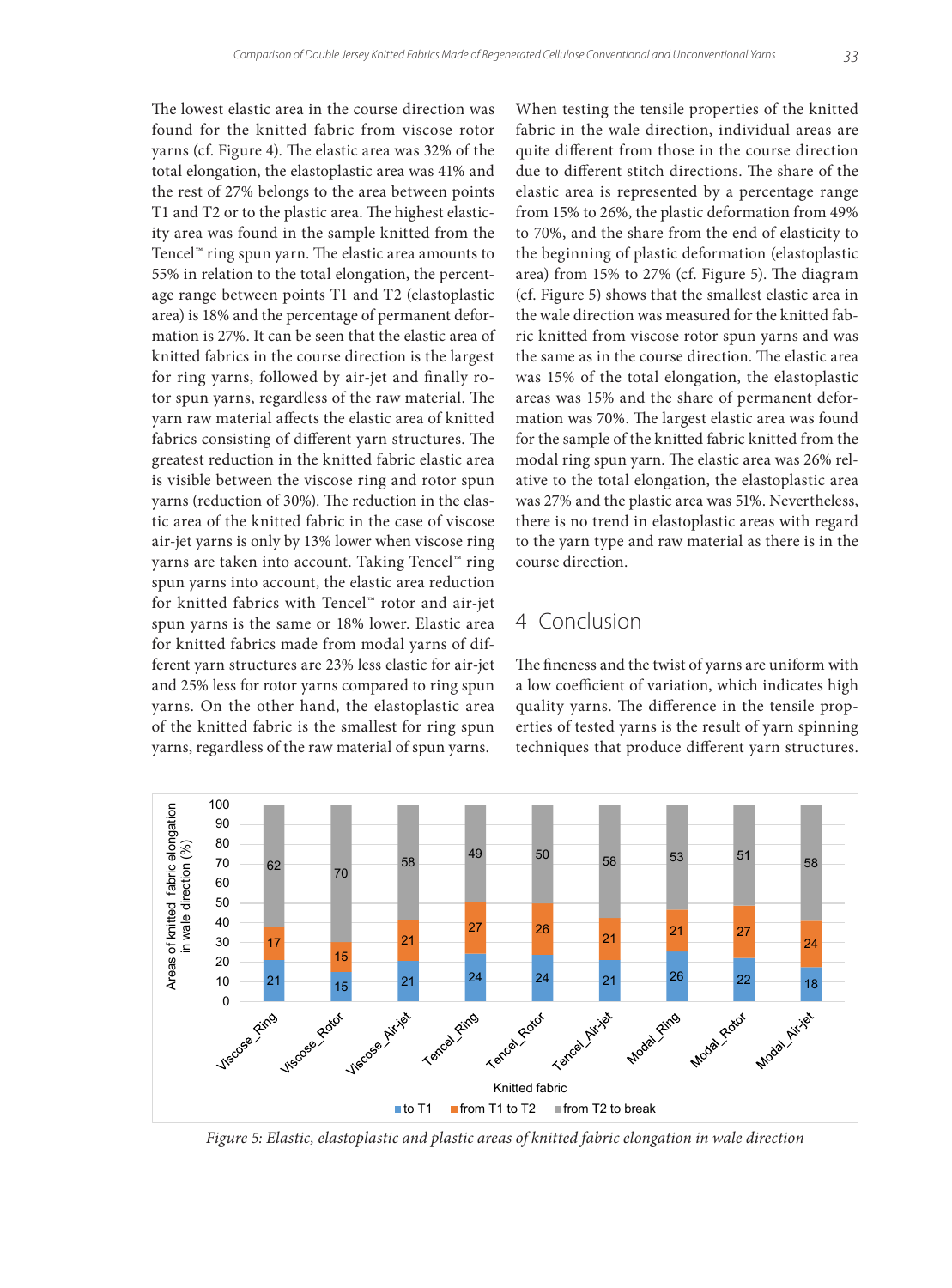The lowest elastic area in the course direction was found for the knitted fabric from viscose rotor yarns (cf. Figure 4). The elastic area was 32% of the total elongation, the elastoplastic area was 41% and the rest of 27% belongs to the area between points T1 and T2 or to the plastic area. The highest elasticity area was found in the sample knitted from the Tencel™ ring spun yarn. The elastic area amounts to 55% in relation to the total elongation, the percentage range between points T1 and T2 (elastoplastic area) is 18% and the percentage of permanent deformation is 27%. It can be seen that the elastic area of knitted fabrics in the course direction is the largest for ring yarns, followed by air-jet and finally rotor spun yarns, regardless of the raw material. The yarn raw material affects the elastic area of knitted fabrics consisting of different yarn structures. The greatest reduction in the knitted fabric elastic area is visible between the viscose ring and rotor spun yarns (reduction of 30%). The reduction in the elastic area of the knitted fabric in the case of viscose air-jet yarns is only by 13% lower when viscose ring yarns are taken into account. Taking Tencel™ ring spun yarns into account, the elastic area reduction for knitted fabrics with Tencel™ rotor and air-jet spun yarns is the same or 18% lower. Elastic area for knitted fabrics made from modal yarns of different yarn structures are 23% less elastic for air-jet and 25% less for rotor yarns compared to ring spun yarns. On the other hand, the elastoplastic area of the knitted fabric is the smallest for ring spun yarns, regardless of the raw material of spun yarns.

When testing the tensile properties of the knitted fabric in the wale direction, individual areas are quite different from those in the course direction due to different stitch directions. The share of the elastic area is represented by a percentage range from 15% to 26%, the plastic deformation from 49% to 70%, and the share from the end of elasticity to the beginning of plastic deformation (elastoplastic area) from 15% to 27% (cf. Figure 5). The diagram (cf. Figure 5) shows that the smallest elastic area in the wale direction was measured for the knitted fabric knitted from viscose rotor spun yarns and was the same as in the course direction. The elastic area was 15% of the total elongation, the elastoplastic areas was 15% and the share of permanent deformation was 70%. The largest elastic area was found for the sample of the knitted fabric knitted from the modal ring spun yarn. The elastic area was 26% relative to the total elongation, the elastoplastic area was 27% and the plastic area was 51%. Nevertheless, there is no trend in elastoplastic areas with regard to the yarn type and raw material as there is in the course direction.

## 4 Conclusion

The fineness and the twist of yarns are uniform with a low coefficient of variation, which indicates high quality yarns. The difference in the tensile properties of tested yarns is the result of yarn spinning techniques that produce different yarn structures.

| Knitted fabric | to T1 | from T1 to T2 | from T2 to break |
|---|---|---|---|
| Viscose_Ring | 21 | 17 | 62 |
| Viscose_Rotor | 15 | 15 | 70 |
| Viscose_Air-jet | 21 | 21 | 58 |
| Tencel_Ring | 24 | 27 | 49 |
| Tencel_Rotor | 24 | 26 | 50 |
| Tencel_Air-jet | 21 | 21 | 58 |
| Modal_Ring | 26 | 21 | 53 |
| Modal_Rotor | 22 | 27 | 51 |
| Modal_Air-jet | 18 | 24 | 58 |

*Figure 5: Elastic, elastoplastic and plastic areas of knitted fabric elongation in wale direction*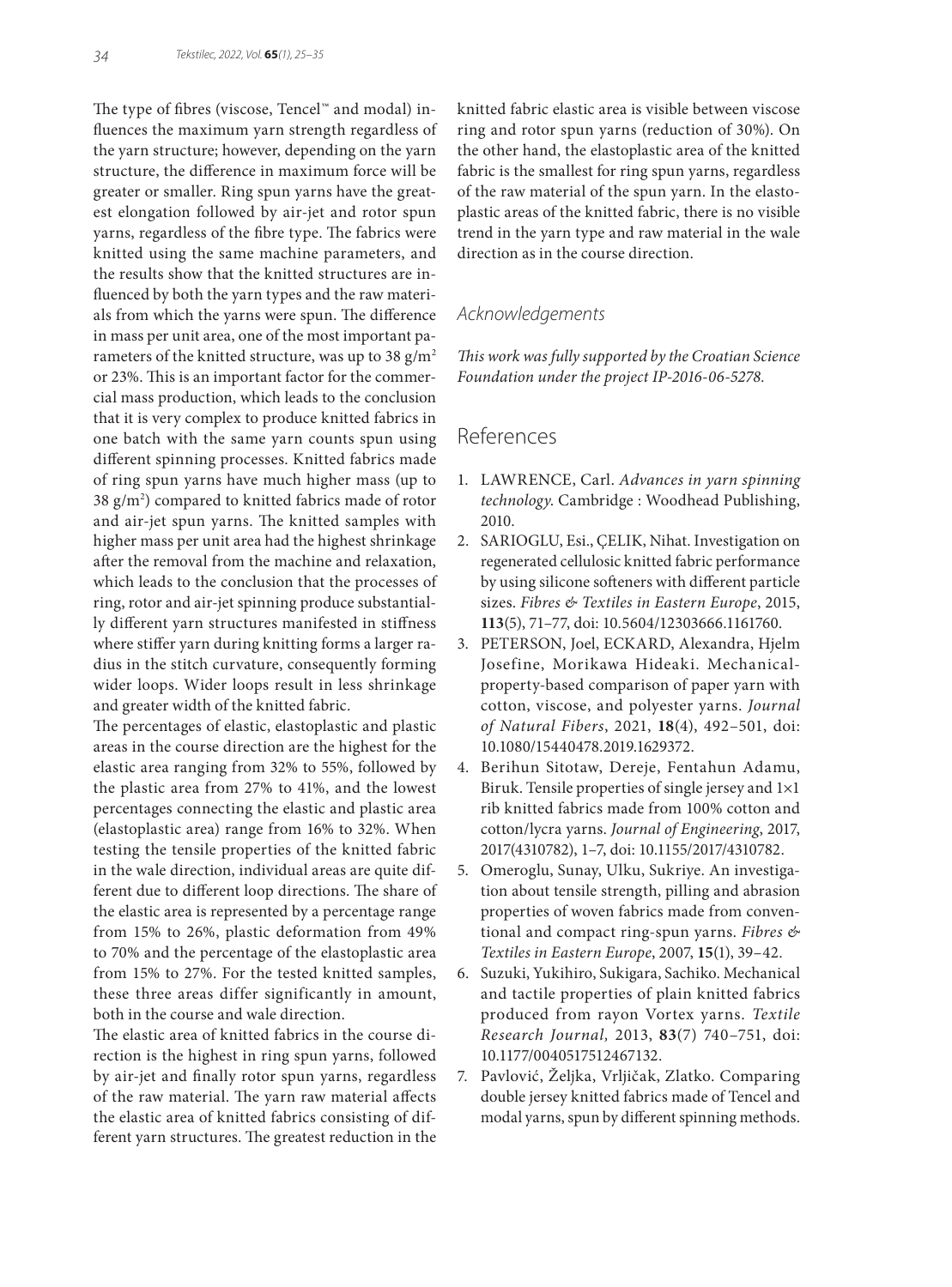The type of fibres (viscose, Tencel™ and modal) influences the maximum yarn strength regardless of the yarn structure; however, depending on the yarn structure, the difference in maximum force will be greater or smaller. Ring spun yarns have the greatest elongation followed by air-jet and rotor spun yarns, regardless of the fibre type. The fabrics were knitted using the same machine parameters, and the results show that the knitted structures are influenced by both the yarn types and the raw materials from which the yarns were spun. The difference in mass per unit area, one of the most important parameters of the knitted structure, was up to 38 g/m$^2$ or 23%. This is an important factor for the commercial mass production, which leads to the conclusion that it is very complex to produce knitted fabrics in one batch with the same yarn counts spun using different spinning processes. Knitted fabrics made of ring spun yarns have much higher mass (up to 38 g/m$^2$) compared to knitted fabrics made of rotor and air-jet spun yarns. The knitted samples with higher mass per unit area had the highest shrinkage after the removal from the machine and relaxation, which leads to the conclusion that the processes of ring, rotor and air-jet spinning produce substantially different yarn structures manifested in stiffness where stiffer yarn during knitting forms a larger radius in the stitch curvature, consequently forming wider loops. Wider loops result in less shrinkage and greater width of the knitted fabric.

The percentages of elastic, elastoplastic and plastic areas in the course direction are the highest for the elastic area ranging from 32% to 55%, followed by the plastic area from 27% to 41%, and the lowest percentages connecting the elastic and plastic area (elastoplastic area) range from 16% to 32%. When testing the tensile properties of the knitted fabric in the wale direction, individual areas are quite different due to different loop directions. The share of the elastic area is represented by a percentage range from 15% to 26%, plastic deformation from 49% to 70% and the percentage of the elastoplastic area from 15% to 27%. For the tested knitted samples, these three areas differ significantly in amount, both in the course and wale direction.

The elastic area of knitted fabrics in the course direction is the highest in ring spun yarns, followed by air-jet and finally rotor spun yarns, regardless of the raw material. The yarn raw material affects the elastic area of knitted fabrics consisting of different yarn structures. The greatest reduction in the knitted fabric elastic area is visible between viscose ring and rotor spun yarns (reduction of 30%). On the other hand, the elastoplastic area of the knitted fabric is the smallest for ring spun yarns, regardless of the raw material of the spun yarn. In the elastoplastic areas of the knitted fabric, there is no visible trend in the yarn type and raw material in the wale direction as in the course direction.

## Acknowledgements

*This work was fully supported by the Croatian Science Foundation under the project IP-2016-06-5278.*

## References

1. LAWRENCE, Carl. *Advances in yarn spinning technology*. Cambridge : Woodhead Publishing, 2010.
2. SARIOGLU, Esi., ÇELIK, Nihat. Investigation on regenerated cellulosic knitted fabric performance by using silicone softeners with different particle sizes. *Fibres & Textiles in Eastern Europe*, 2015, **113**(5), 71–77, doi: 10.5604/12303666.1161760.
3. PETERSON, Joel, ECKARD, Alexandra, Hjelm Josefine, Morikawa Hideaki. Mechanical-property-based comparison of paper yarn with cotton, viscose, and polyester yarns. *Journal of Natural Fibers*, 2021, **18**(4), 492–501, doi: 10.1080/15440478.2019.1629372.
4. Berihun Sitotaw, Dereje, Fentahun Adamu, Biruk. Tensile properties of single jersey and 1×1 rib knitted fabrics made from 100% cotton and cotton/lycra yarns. *Journal of Engineering*, 2017, 2017(4310782), 1–7, doi: 10.1155/2017/4310782.
5. Omeroglu, Sunay, Ulku, Sukriye. An investigation about tensile strength, pilling and abrasion properties of woven fabrics made from conventional and compact ring-spun yarns. *Fibres & Textiles in Eastern Europe*, 2007, **15**(1), 39–42.
6. Suzuki, Yukihiro, Sukigara, Sachiko. Mechanical and tactile properties of plain knitted fabrics produced from rayon Vortex yarns. *Textile Research Journal,* 2013, **83**(7) 740–751, doi: 10.1177/0040517512467132.
7. Pavlović, Željka, Vrljičak, Zlatko. Comparing double jersey knitted fabrics made of Tencel and modal yarns, spun by different spinning methods.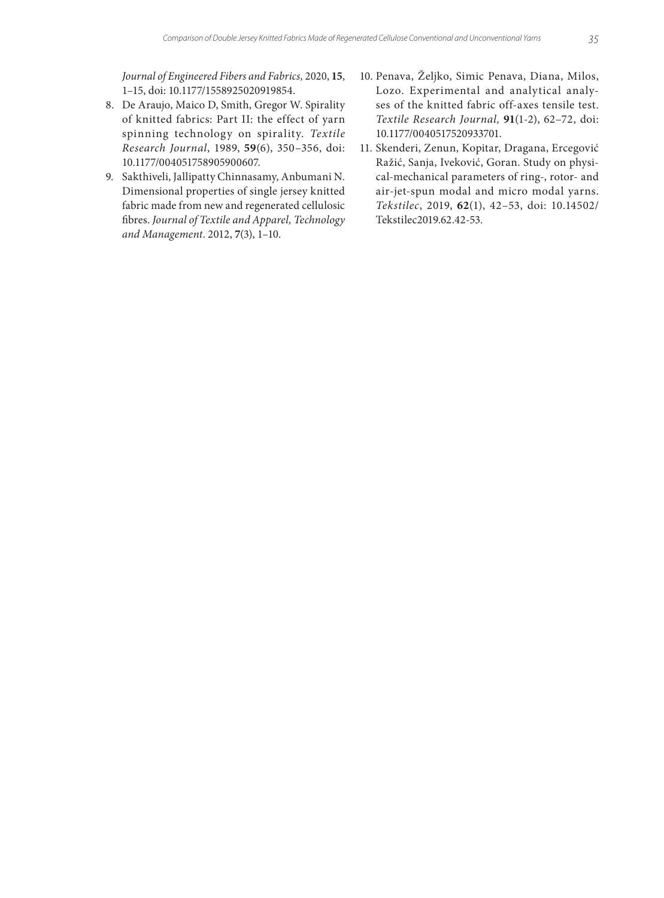*Journal of Engineered Fibers and Fabrics,* 2020, **15**, 1–15, doi: 10.1177/1558925020919854.

8. De Araujo, Maico D, Smith, Gregor W. Spirality of knitted fabrics: Part II: the effect of yarn spinning technology on spirality. *Textile Research Journal*, 1989, **59**(6), 350–356, doi: 10.1177/004051758905900607.
9. Sakthiveli, Jallipatty Chinnasamy, Anbumani N. Dimensional properties of single jersey knitted fabric made from new and regenerated cellulosic fibres. *Journal of Textile and Apparel, Technology and Management*. 2012, **7**(3), 1–10.
10. Penava, Željko, Simic Penava, Diana, Milos, Lozo. Experimental and analytical analyses of the knitted fabric off-axes tensile test. *Textile Research Journal,* **91**(1-2), 62–72, doi: 10.1177/0040517520933701.
11. Skenderi, Zenun, Kopitar, Dragana, Ercegović Ražić, Sanja, Iveković, Goran. Study on physical-mechanical parameters of ring-, rotor- and air-jet-spun modal and micro modal yarns. *Tekstilec*, 2019, **62**(1), 42–53, doi: 10.14502/Tekstilec2019.62.42-53.